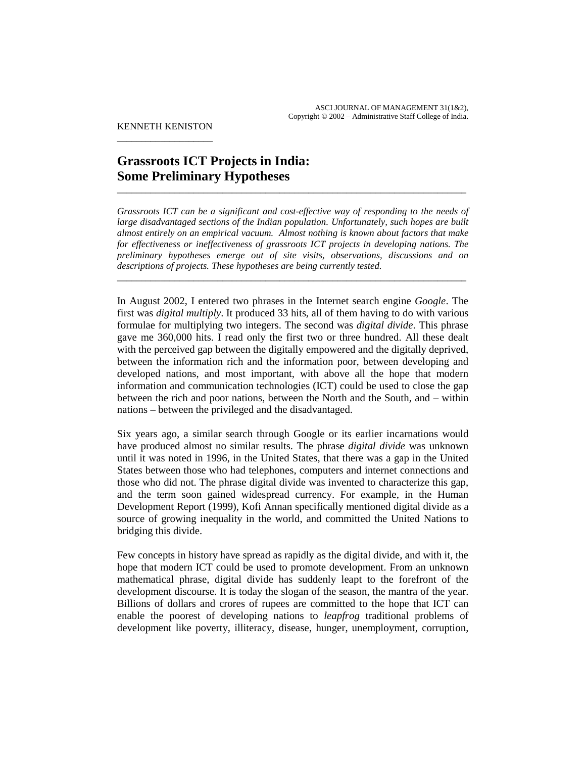KENNETH KENISTON

# Grassroots ICT Projects in India: Some Preliminary Hypotheses

*Grassroots ICT can be a significant and cost-effective way of responding to the needs of large disadvantaged sections of the Indian population. Unfortunately, such hopes are built almost entirely on an empirical vacuum. Almost nothing is known about factors that make for effectiveness or ineffectiveness of grassroots ICT projects in developing nations. The preliminary hypotheses emerge out of site visits, observations, discussions and on descriptions of projects. These hypotheses are being currently tested.*

In August 2002, I entered two phrases in the Internet search engine *Google*. The first was *digital multiply*. It produced 33 hits, all of them having to do with various formulae for multiplying two integers. The second was *digital divide*. This phrase gave me 360,000 hits. I read only the first two or three hundred. All these dealt with the perceived gap between the digitally empowered and the digitally deprived, between the information rich and the information poor, between developing and developed nations, and most important, with above all the hope that modern information and communication technologies (ICT) could be used to close the gap between the rich and poor nations, between the North and the South, and – within nations – between the privileged and the disadvantaged.

Six years ago, a similar search through Google or its earlier incarnations would have produced almost no similar results. The phrase *digital divide* was unknown until it was noted in 1996, in the United States, that there was a gap in the United States between those who had telephones, computers and internet connections and those who did not. The phrase digital divide was invented to characterize this gap, and the term soon gained widespread currency. For example, in the Human Development Report (1999), Kofi Annan specifically mentioned digital divide as a source of growing inequality in the world, and committed the United Nations to bridging this divide.

Few concepts in history have spread as rapidly as the digital divide, and with it, the hope that modern ICT could be used to promote development. From an unknown mathematical phrase, digital divide has suddenly leapt to the forefront of the development discourse. It is today the slogan of the season, the mantra of the year. Billions of dollars and crores of rupees are committed to the hope that ICT can enable the poorest of developing nations to *leapfrog* traditional problems of development like poverty, illiteracy, disease, hunger, unemployment, corruption,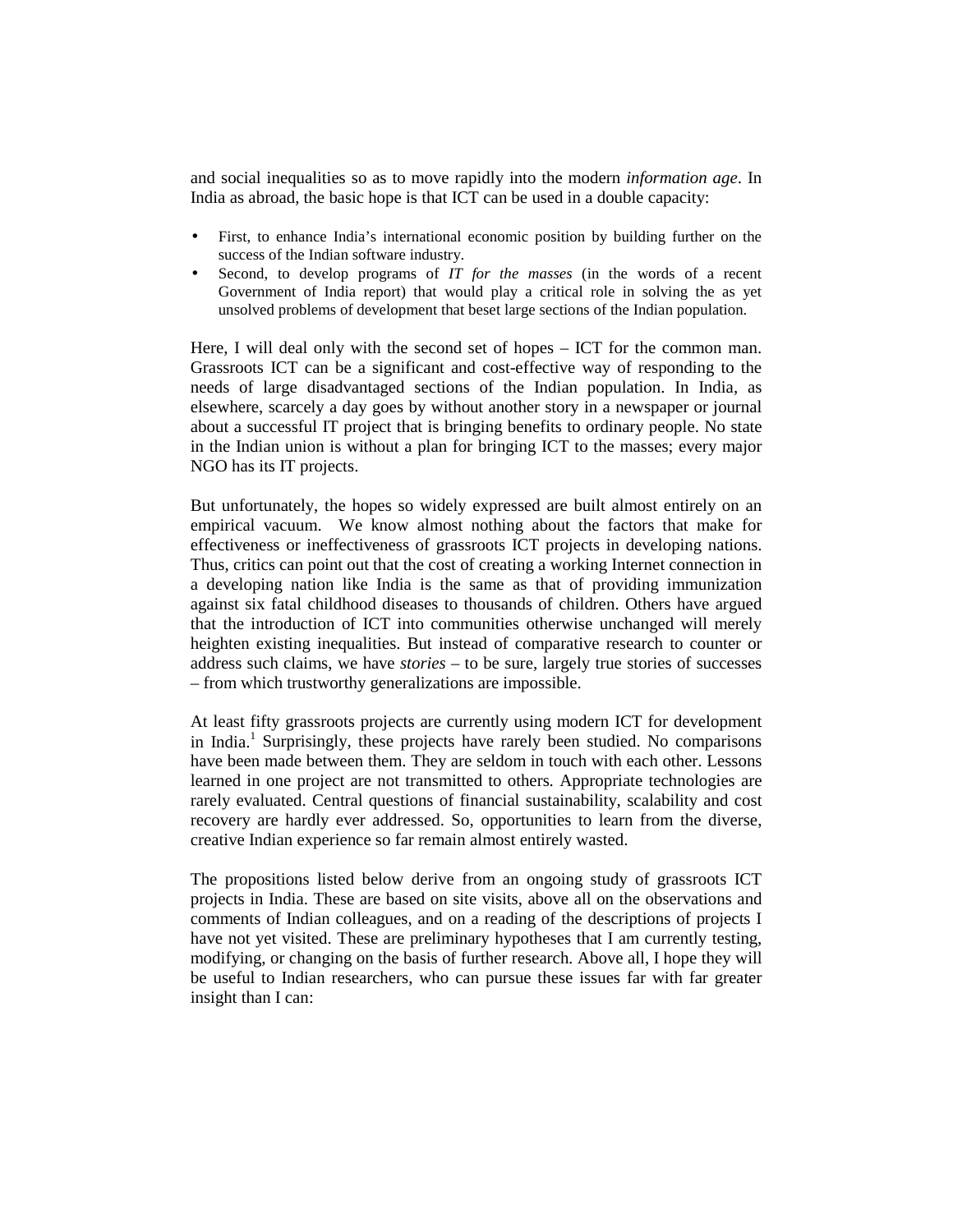and social inequalities so as to move rapidly into the modern *information age*. In India as abroad, the basic hope is that ICT can be used in a double capacity:

- First, to enhance India's international economic position by building further on the success of the Indian software industry.
- Second, to develop programs of *IT for the masses* (in the words of a recent Government of India report) that would play a critical role in solving the as yet unsolved problems of development that beset large sections of the Indian population.

Here, I will deal only with the second set of hopes – ICT for the common man. Grassroots ICT can be a significant and cost-effective way of responding to the needs of large disadvantaged sections of the Indian population. In India, as elsewhere, scarcely a day goes by without another story in a newspaper or journal about a successful IT project that is bringing benefits to ordinary people. No state in the Indian union is without a plan for bringing ICT to the masses; every major NGO has its IT projects.

But unfortunately, the hopes so widely expressed are built almost entirely on an empirical vacuum. We know almost nothing about the factors that make for effectiveness or ineffectiveness of grassroots ICT projects in developing nations. Thus, critics can point out that the cost of creating a working Internet connection in a developing nation like India is the same as that of providing immunization against six fatal childhood diseases to thousands of children. Others have argued that the introduction of ICT into communities otherwise unchanged will merely heighten existing inequalities. But instead of comparative research to counter or address such claims, we have *stories* – to be sure, largely true stories of successes – from which trustworthy generalizations are impossible.

At least fifty grassroots projects are currently using modern ICT for development in India.[1] Surprisingly, these projects have rarely been studied. No comparisons have been made between them. They are seldom in touch with each other. Lessons learned in one project are not transmitted to others. Appropriate technologies are rarely evaluated. Central questions of financial sustainability, scalability and cost recovery are hardly ever addressed. So, opportunities to learn from the diverse, creative Indian experience so far remain almost entirely wasted.

The propositions listed below derive from an ongoing study of grassroots ICT projects in India. These are based on site visits, above all on the observations and comments of Indian colleagues, and on a reading of the descriptions of projects I have not yet visited. These are preliminary hypotheses that I am currently testing, modifying, or changing on the basis of further research. Above all, I hope they will be useful to Indian researchers, who can pursue these issues far with far greater insight than I can: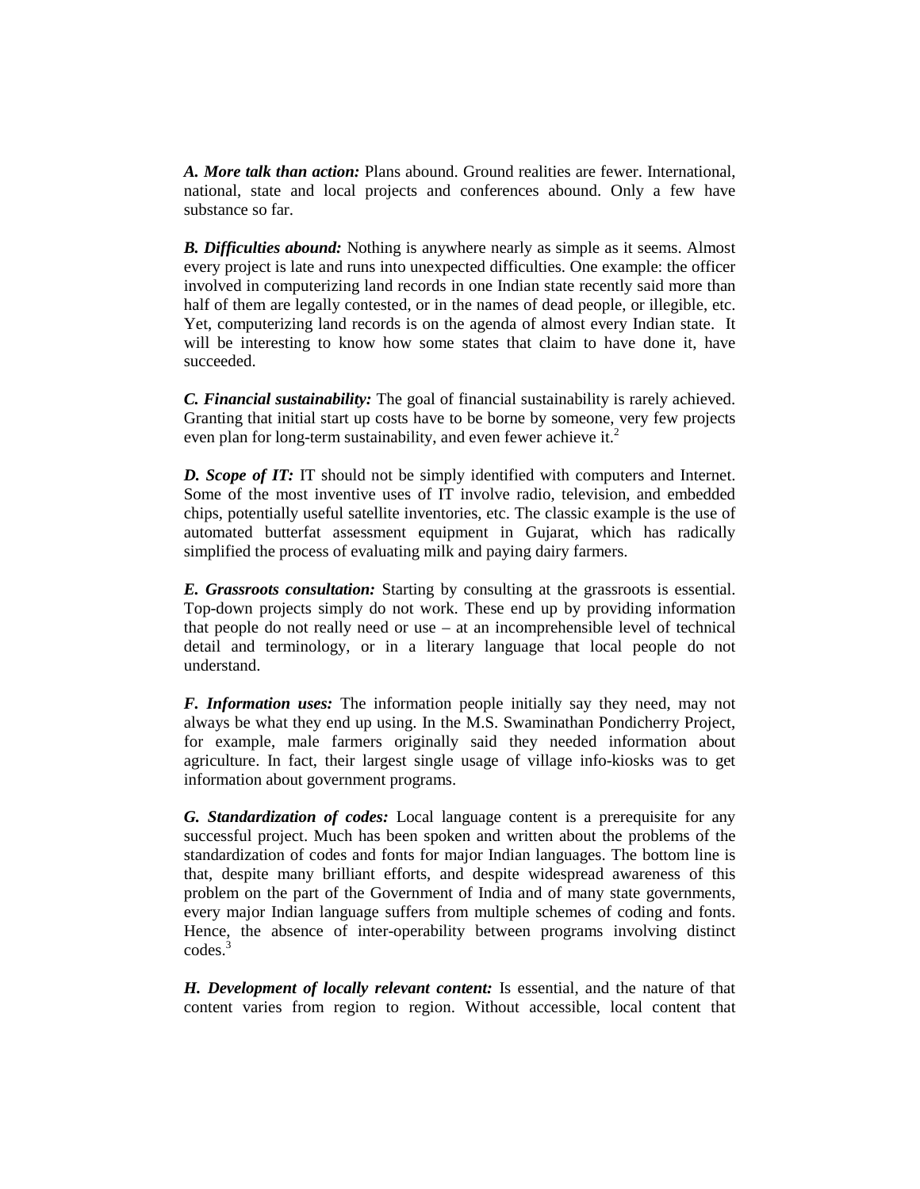***A. More talk than action:*** Plans abound. Ground realities are fewer. International, national, state and local projects and conferences abound. Only a few have substance so far.

***B. Difficulties abound:*** Nothing is anywhere nearly as simple as it seems. Almost every project is late and runs into unexpected difficulties. One example: the officer involved in computerizing land records in one Indian state recently said more than half of them are legally contested, or in the names of dead people, or illegible, etc. Yet, computerizing land records is on the agenda of almost every Indian state. It will be interesting to know how some states that claim to have done it, have succeeded.

***C. Financial sustainability:*** The goal of financial sustainability is rarely achieved. Granting that initial start up costs have to be borne by someone, very few projects even plan for long-term sustainability, and even fewer achieve it.[2]

***D. Scope of IT:*** IT should not be simply identified with computers and Internet. Some of the most inventive uses of IT involve radio, television, and embedded chips, potentially useful satellite inventories, etc. The classic example is the use of automated butterfat assessment equipment in Gujarat, which has radically simplified the process of evaluating milk and paying dairy farmers.

***E. Grassroots consultation:*** Starting by consulting at the grassroots is essential. Top-down projects simply do not work. These end up by providing information that people do not really need or use – at an incomprehensible level of technical detail and terminology, or in a literary language that local people do not understand.

***F. Information uses:*** The information people initially say they need, may not always be what they end up using. In the M.S. Swaminathan Pondicherry Project, for example, male farmers originally said they needed information about agriculture. In fact, their largest single usage of village info-kiosks was to get information about government programs.

***G. Standardization of codes:*** Local language content is a prerequisite for any successful project. Much has been spoken and written about the problems of the standardization of codes and fonts for major Indian languages. The bottom line is that, despite many brilliant efforts, and despite widespread awareness of this problem on the part of the Government of India and of many state governments, every major Indian language suffers from multiple schemes of coding and fonts. Hence, the absence of inter-operability between programs involving distinct codes.[3]

***H. Development of locally relevant content:*** Is essential, and the nature of that content varies from region to region. Without accessible, local content that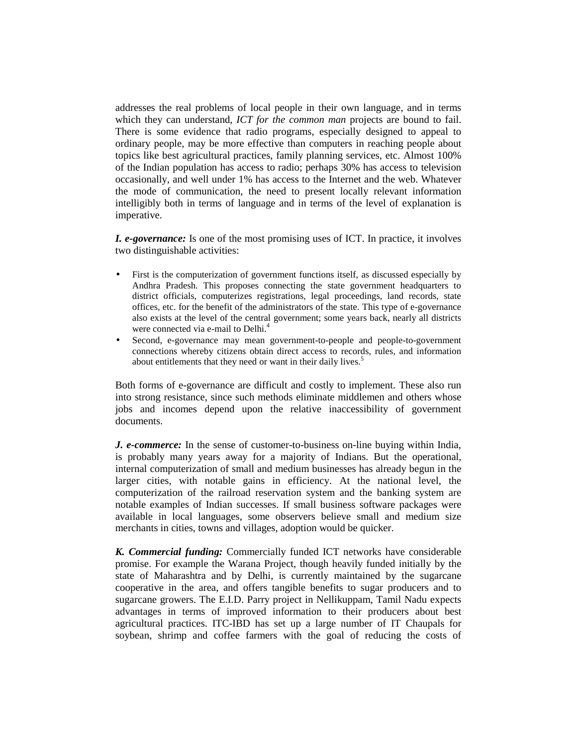addresses the real problems of local people in their own language, and in terms which they can understand, *ICT for the common man* projects are bound to fail. There is some evidence that radio programs, especially designed to appeal to ordinary people, may be more effective than computers in reaching people about topics like best agricultural practices, family planning services, etc. Almost 100% of the Indian population has access to radio; perhaps 30% has access to television occasionally, and well under 1% has access to the Internet and the web. Whatever the mode of communication, the need to present locally relevant information intelligibly both in terms of language and in terms of the level of explanation is imperative.

***I. e-governance:*** Is one of the most promising uses of ICT. In practice, it involves two distinguishable activities:

- First is the computerization of government functions itself, as discussed especially by Andhra Pradesh. This proposes connecting the state government headquarters to district officials, computerizes registrations, legal proceedings, land records, state offices, etc. for the benefit of the administrators of the state. This type of e-governance also exists at the level of the central government; some years back, nearly all districts were connected via e-mail to Delhi.[4]
- Second, e-governance may mean government-to-people and people-to-government connections whereby citizens obtain direct access to records, rules, and information about entitlements that they need or want in their daily lives.[5]

Both forms of e-governance are difficult and costly to implement. These also run into strong resistance, since such methods eliminate middlemen and others whose jobs and incomes depend upon the relative inaccessibility of government documents.

***J. e-commerce:*** In the sense of customer-to-business on-line buying within India, is probably many years away for a majority of Indians. But the operational, internal computerization of small and medium businesses has already begun in the larger cities, with notable gains in efficiency. At the national level, the computerization of the railroad reservation system and the banking system are notable examples of Indian successes. If small business software packages were available in local languages, some observers believe small and medium size merchants in cities, towns and villages, adoption would be quicker.

***K. Commercial funding:*** Commercially funded ICT networks have considerable promise. For example the Warana Project, though heavily funded initially by the state of Maharashtra and by Delhi, is currently maintained by the sugarcane cooperative in the area, and offers tangible benefits to sugar producers and to sugarcane growers. The E.I.D. Parry project in Nellikuppam, Tamil Nadu expects advantages in terms of improved information to their producers about best agricultural practices. ITC-IBD has set up a large number of IT Chaupals for soybean, shrimp and coffee farmers with the goal of reducing the costs of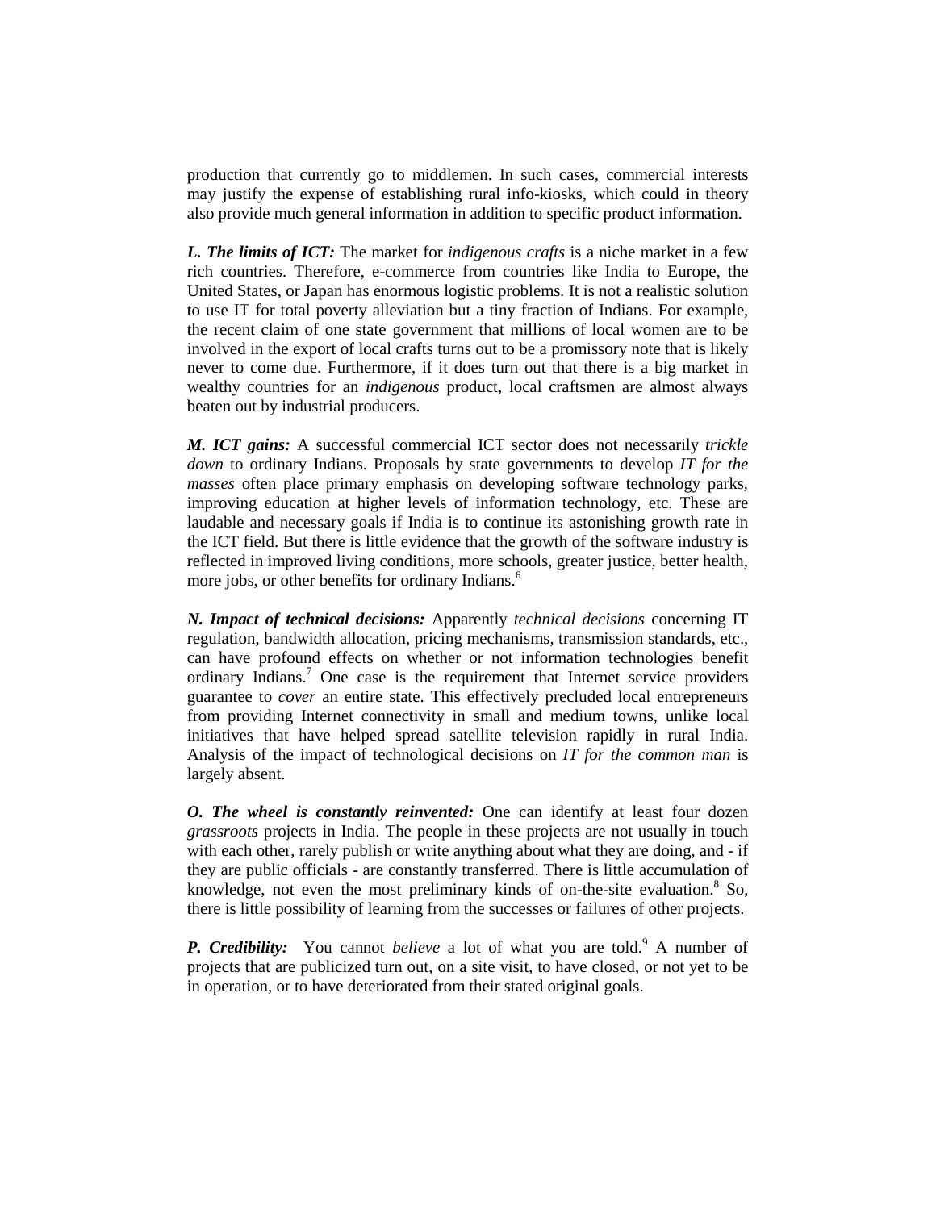production that currently go to middlemen. In such cases, commercial interests may justify the expense of establishing rural info-kiosks, which could in theory also provide much general information in addition to specific product information.

***L. The limits of ICT:*** The market for *indigenous crafts* is a niche market in a few rich countries. Therefore, e-commerce from countries like India to Europe, the United States, or Japan has enormous logistic problems. It is not a realistic solution to use IT for total poverty alleviation but a tiny fraction of Indians. For example, the recent claim of one state government that millions of local women are to be involved in the export of local crafts turns out to be a promissory note that is likely never to come due. Furthermore, if it does turn out that there is a big market in wealthy countries for an *indigenous* product, local craftsmen are almost always beaten out by industrial producers.

***M. ICT gains:*** A successful commercial ICT sector does not necessarily *trickle down* to ordinary Indians. Proposals by state governments to develop *IT for the masses* often place primary emphasis on developing software technology parks, improving education at higher levels of information technology, etc. These are laudable and necessary goals if India is to continue its astonishing growth rate in the ICT field. But there is little evidence that the growth of the software industry is reflected in improved living conditions, more schools, greater justice, better health, more jobs, or other benefits for ordinary Indians.[6]

***N. Impact of technical decisions:*** Apparently *technical decisions* concerning IT regulation, bandwidth allocation, pricing mechanisms, transmission standards, etc., can have profound effects on whether or not information technologies benefit ordinary Indians.[7] One case is the requirement that Internet service providers guarantee to *cover* an entire state. This effectively precluded local entrepreneurs from providing Internet connectivity in small and medium towns, unlike local initiatives that have helped spread satellite television rapidly in rural India. Analysis of the impact of technological decisions on *IT for the common man* is largely absent.

***O. The wheel is constantly reinvented:*** One can identify at least four dozen *grassroots* projects in India. The people in these projects are not usually in touch with each other, rarely publish or write anything about what they are doing, and - if they are public officials - are constantly transferred. There is little accumulation of knowledge, not even the most preliminary kinds of on-the-site evaluation.[8] So, there is little possibility of learning from the successes or failures of other projects.

***P. Credibility:*** You cannot *believe* a lot of what you are told.[9] A number of projects that are publicized turn out, on a site visit, to have closed, or not yet to be in operation, or to have deteriorated from their stated original goals.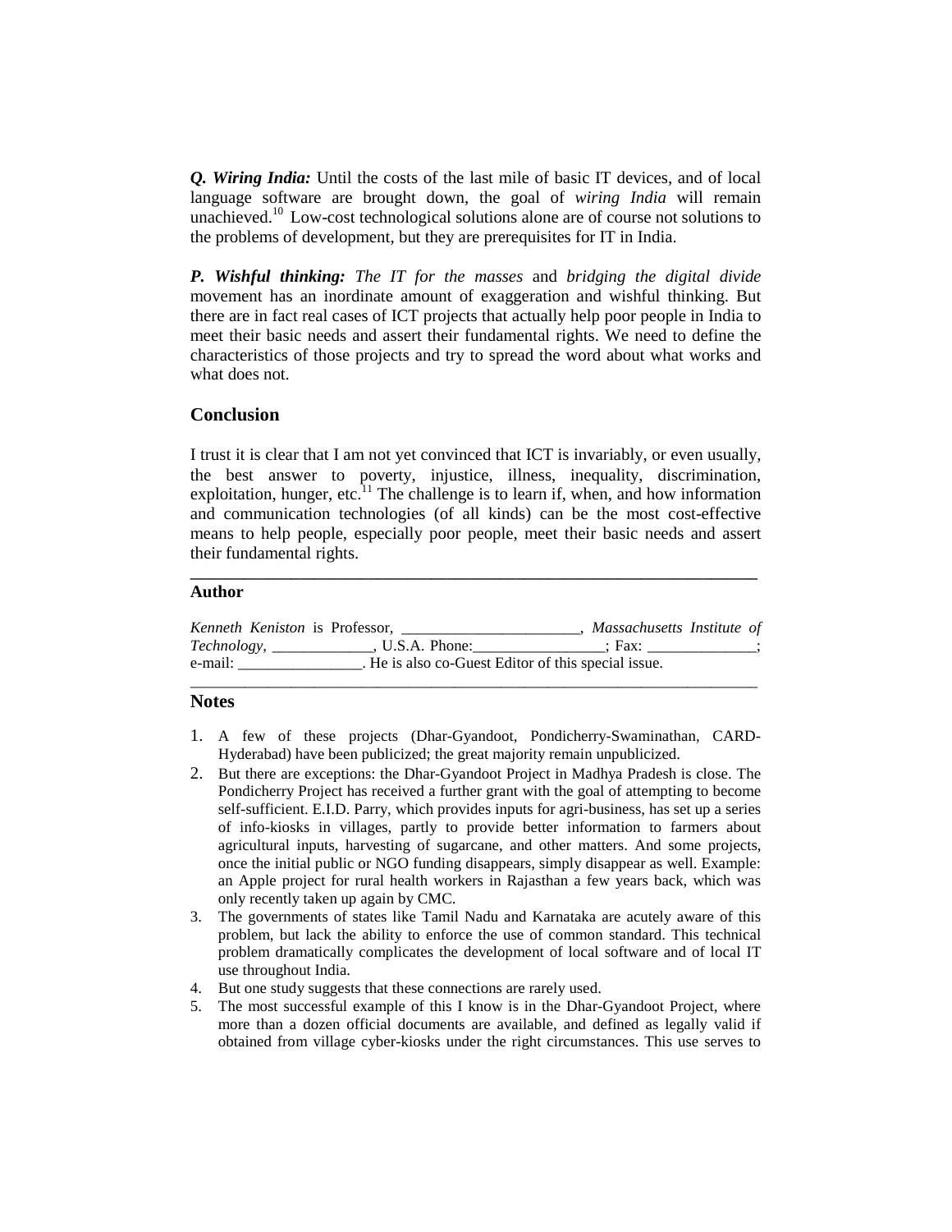***Q. Wiring India:*** Until the costs of the last mile of basic IT devices, and of local language software are brought down, the goal of *wiring India* will remain unachieved.[10] Low-cost technological solutions alone are of course not solutions to the problems of development, but they are prerequisites for IT in India.

***P. Wishful thinking:*** *The IT for the masses* and *bridging the digital divide* movement has an inordinate amount of exaggeration and wishful thinking. But there are in fact real cases of ICT projects that actually help poor people in India to meet their basic needs and assert their fundamental rights. We need to define the characteristics of those projects and try to spread the word about what works and what does not.

## Conclusion

I trust it is clear that I am not yet convinced that ICT is invariably, or even usually, the best answer to poverty, injustice, illness, inequality, discrimination, exploitation, hunger, etc.[11] The challenge is to learn if, when, and how information and communication technologies (of all kinds) can be the most cost-effective means to help people, especially poor people, meet their basic needs and assert their fundamental rights.

---

### Author

*Kenneth Keniston* is Professor, _______________________, *Massachusetts Institute of Technology*, _____________, U.S.A. Phone:_________________; Fax: ______________; e-mail: ________________. He is also co-Guest Editor of this special issue.

---

### Notes

1. A few of these projects (Dhar-Gyandoot, Pondicherry-Swaminathan, CARD-Hyderabad) have been publicized; the great majority remain unpublicized.
2. But there are exceptions: the Dhar-Gyandoot Project in Madhya Pradesh is close. The Pondicherry Project has received a further grant with the goal of attempting to become self-sufficient. E.I.D. Parry, which provides inputs for agri-business, has set up a series of info-kiosks in villages, partly to provide better information to farmers about agricultural inputs, harvesting of sugarcane, and other matters. And some projects, once the initial public or NGO funding disappears, simply disappear as well. Example: an Apple project for rural health workers in Rajasthan a few years back, which was only recently taken up again by CMC.
3. The governments of states like Tamil Nadu and Karnataka are acutely aware of this problem, but lack the ability to enforce the use of common standard. This technical problem dramatically complicates the development of local software and of local IT use throughout India.
4. But one study suggests that these connections are rarely used.
5. The most successful example of this I know is in the Dhar-Gyandoot Project, where more than a dozen official documents are available, and defined as legally valid if obtained from village cyber-kiosks under the right circumstances. This use serves to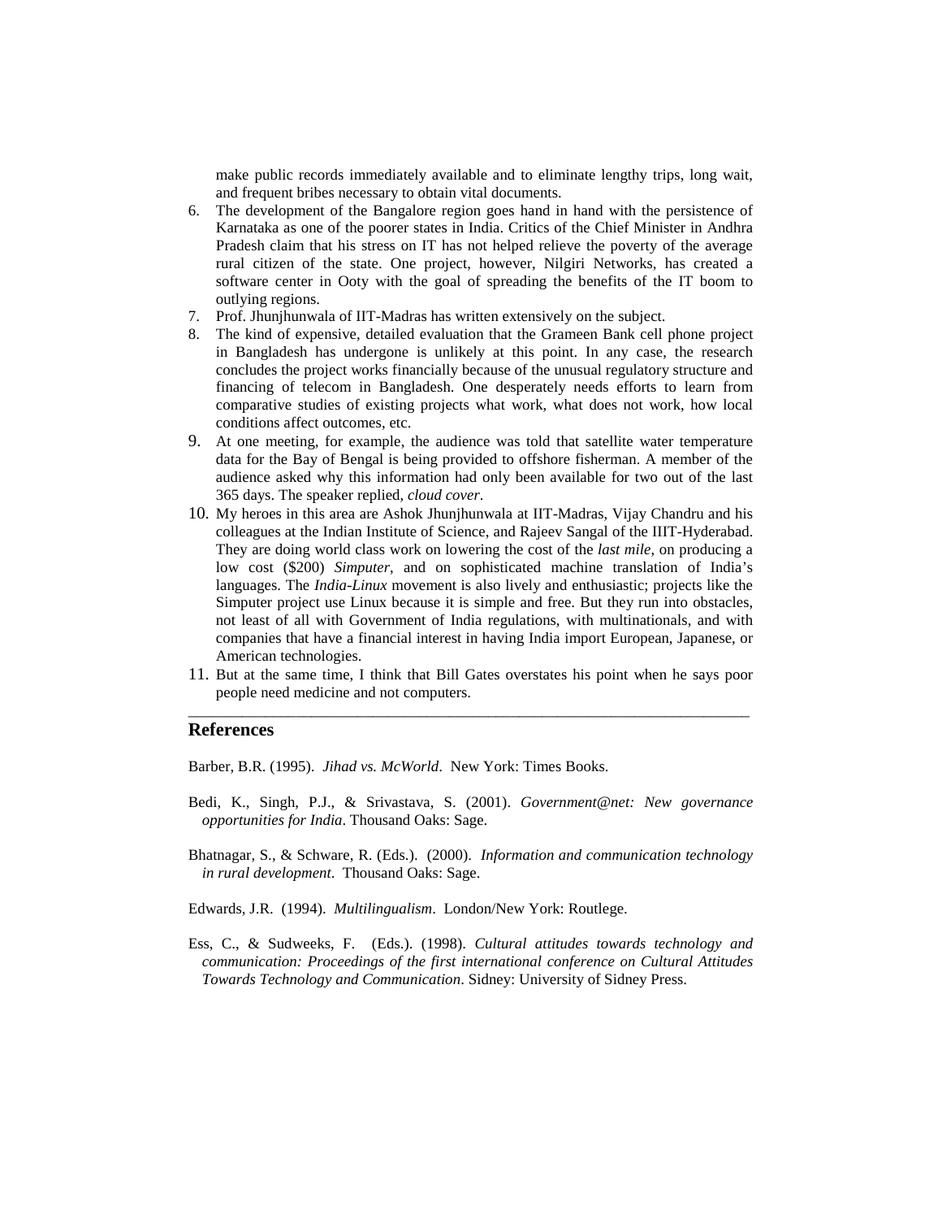make public records immediately available and to eliminate lengthy trips, long wait, and frequent bribes necessary to obtain vital documents.

6. The development of the Bangalore region goes hand in hand with the persistence of Karnataka as one of the poorer states in India. Critics of the Chief Minister in Andhra Pradesh claim that his stress on IT has not helped relieve the poverty of the average rural citizen of the state. One project, however, Nilgiri Networks, has created a software center in Ooty with the goal of spreading the benefits of the IT boom to outlying regions.
7. Prof. Jhunjhunwala of IIT-Madras has written extensively on the subject.
8. The kind of expensive, detailed evaluation that the Grameen Bank cell phone project in Bangladesh has undergone is unlikely at this point. In any case, the research concludes the project works financially because of the unusual regulatory structure and financing of telecom in Bangladesh. One desperately needs efforts to learn from comparative studies of existing projects what work, what does not work, how local conditions affect outcomes, etc.
9. At one meeting, for example, the audience was told that satellite water temperature data for the Bay of Bengal is being provided to offshore fisherman. A member of the audience asked why this information had only been available for two out of the last 365 days. The speaker replied, *cloud cover*.
10. My heroes in this area are Ashok Jhunjhunwala at IIT-Madras, Vijay Chandru and his colleagues at the Indian Institute of Science, and Rajeev Sangal of the IIIT-Hyderabad. They are doing world class work on lowering the cost of the *last mile*, on producing a low cost ($200) *Simputer*, and on sophisticated machine translation of India's languages. The *India-Linux* movement is also lively and enthusiastic; projects like the Simputer project use Linux because it is simple and free. But they run into obstacles, not least of all with Government of India regulations, with multinationals, and with companies that have a financial interest in having India import European, Japanese, or American technologies.
11. But at the same time, I think that Bill Gates overstates his point when he says poor people need medicine and not computers.

---

## References

Barber, B.R. (1995). *Jihad vs. McWorld*. New York: Times Books.

Bedi, K., Singh, P.J., & Srivastava, S. (2001). *Government@net: New governance opportunities for India*. Thousand Oaks: Sage.

Bhatnagar, S., & Schware, R. (Eds.). (2000). *Information and communication technology in rural development*. Thousand Oaks: Sage.

Edwards, J.R. (1994). *Multilingualism*. London/New York: Routlege.

Ess, C., & Sudweeks, F. (Eds.). (1998). *Cultural attitudes towards technology and communication: Proceedings of the first international conference on Cultural Attitudes Towards Technology and Communication*. Sidney: University of Sidney Press.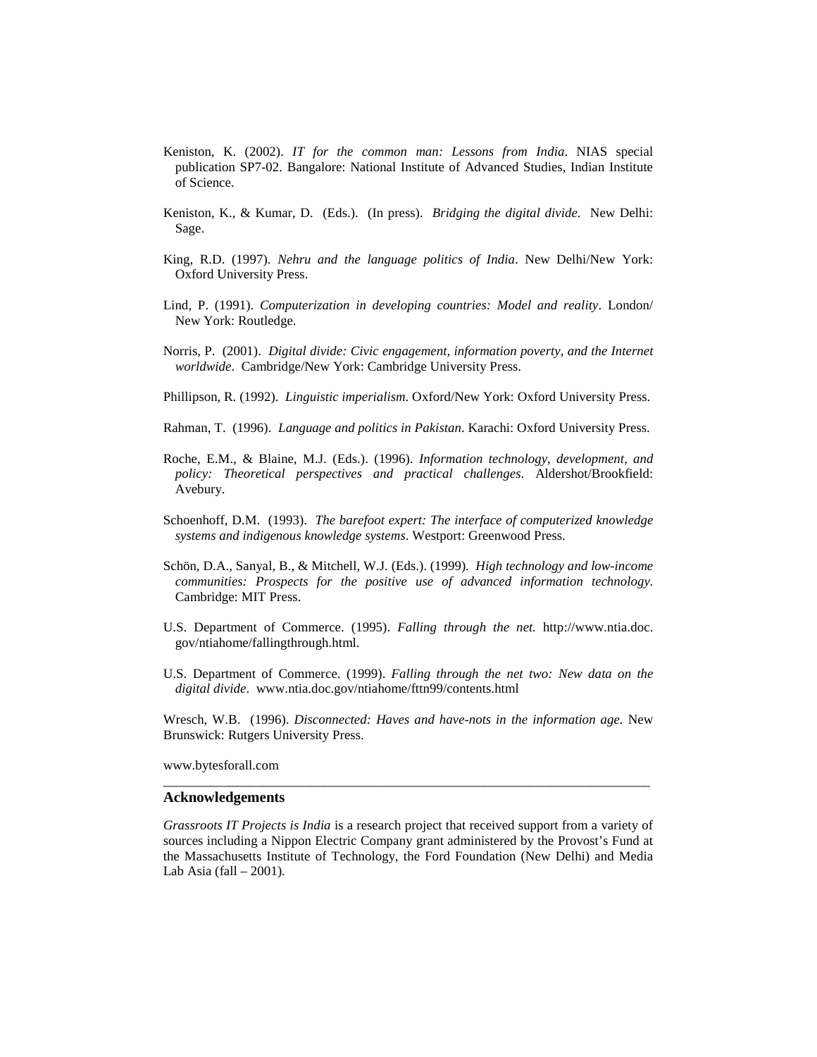Keniston, K. (2002). *IT for the common man: Lessons from India*. NIAS special publication SP7-02. Bangalore: National Institute of Advanced Studies, Indian Institute of Science.

Keniston, K., & Kumar, D. (Eds.). (In press). *Bridging the digital divide.* New Delhi: Sage.

King, R.D. (1997). *Nehru and the language politics of India*. New Delhi/New York: Oxford University Press.

Lind, P. (1991). *Computerization in developing countries: Model and reality*. London/ New York: Routledge.

Norris, P. (2001). *Digital divide: Civic engagement, information poverty, and the Internet worldwide*. Cambridge/New York: Cambridge University Press.

Phillipson, R. (1992). *Linguistic imperialism*. Oxford/New York: Oxford University Press.

Rahman, T. (1996). *Language and politics in Pakistan*. Karachi: Oxford University Press.

Roche, E.M., & Blaine, M.J. (Eds.). (1996). *Information technology, development, and policy: Theoretical perspectives and practical challenges*. Aldershot/Brookfield: Avebury.

Schoenhoff, D.M. (1993). *The barefoot expert: The interface of computerized knowledge systems and indigenous knowledge systems*. Westport: Greenwood Press.

Schön, D.A., Sanyal, B., & Mitchell, W.J. (Eds.). (1999). *High technology and low-income communities: Prospects for the positive use of advanced information technology*. Cambridge: MIT Press.

U.S. Department of Commerce. (1995). *Falling through the net.* http://www.ntia.doc.gov/ntiahome/fallingthrough.html.

U.S. Department of Commerce. (1999). *Falling through the net two: New data on the digital divide*. www.ntia.doc.gov/ntiahome/fttn99/contents.html

Wresch, W.B. (1996). *Disconnected: Haves and have-nots in the information age.* New Brunswick: Rutgers University Press.

www.bytesforall.com

---

## Acknowledgements

*Grassroots IT Projects is India* is a research project that received support from a variety of sources including a Nippon Electric Company grant administered by the Provost's Fund at the Massachusetts Institute of Technology, the Ford Foundation (New Delhi) and Media Lab Asia (fall – 2001).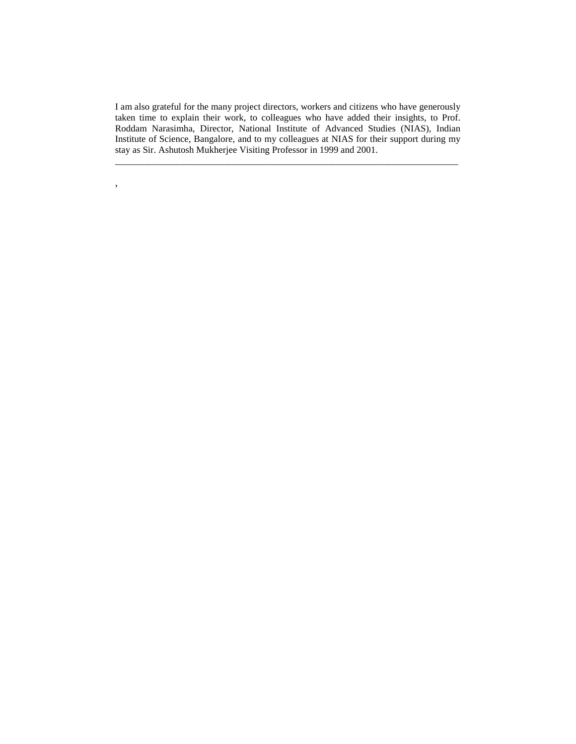I am also grateful for the many project directors, workers and citizens who have generously taken time to explain their work, to colleagues who have added their insights, to Prof. Roddam Narasimha, Director, National Institute of Advanced Studies (NIAS), Indian Institute of Science, Bangalore, and to my colleagues at NIAS for their support during my stay as Sir. Ashutosh Mukherjee Visiting Professor in 1999 and 2001.

---

,